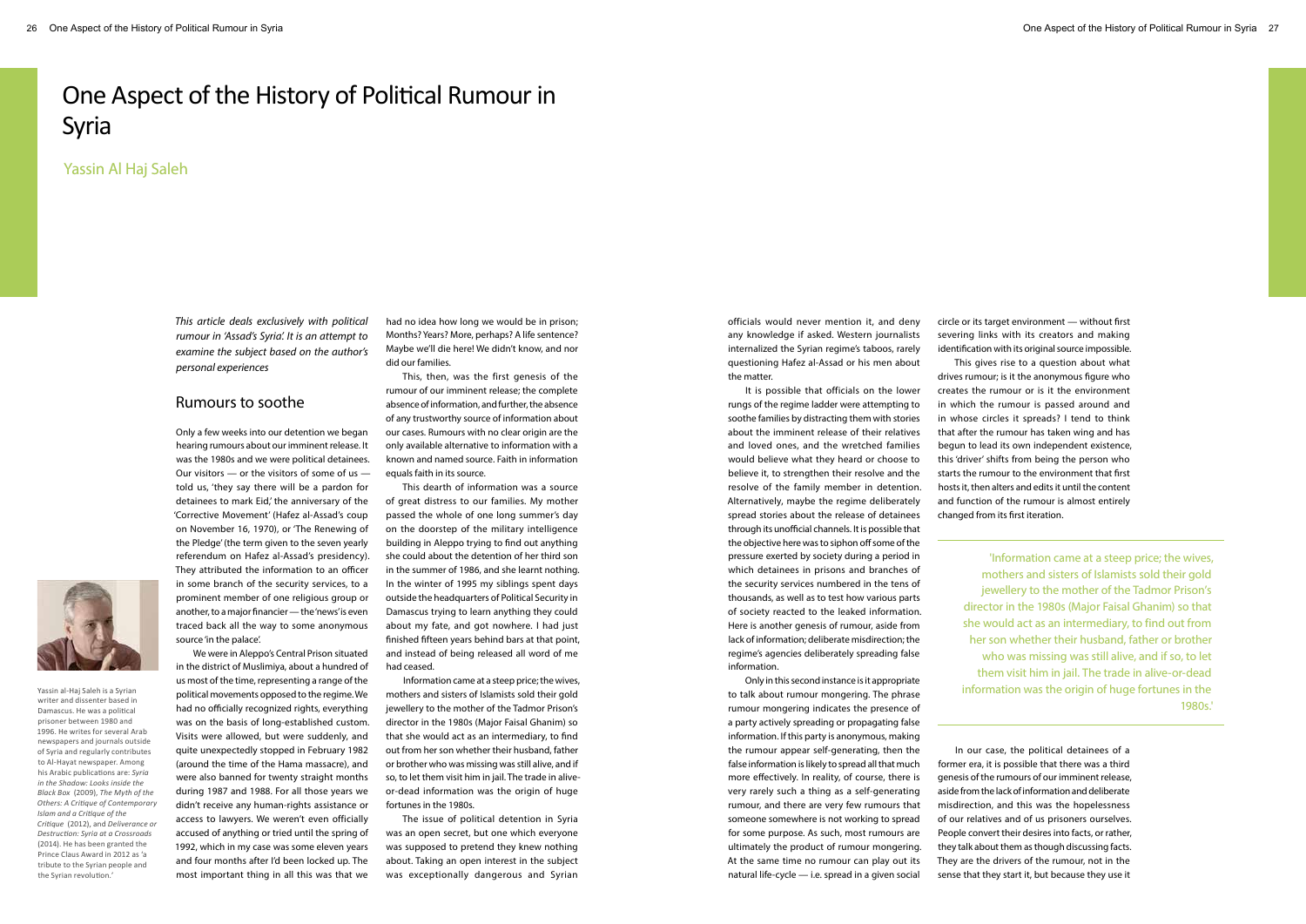# One Aspect of the History of Political Rumour in Syria

## Yassin Al Haj Saleh

*This article deals exclusively with political rumour in 'Assad's Syria'. It is an attempt to examine the subject based on the author's personal experiences*

Yassin al-Haj Saleh is a Syrian writer and dissenter based in Damascus. He was a political prisoner between 1980 and 1996. He writes for several Arab newspapers and journals outside of Syria and regularly contributes to Al-Hayat newspaper. Among his Arabic publications are: *Syria in the Shadow: Looks inside the Black Box* (2009), *The Myth of the Others: A Critique of Contemporary Islam and a Critique of the Critique* (2012), and *Deliverance or Destruction: Syria at a Crossroads* (2014). He has been granted the Prince Claus Award in 2012 as 'a tribute to the Syrian people and the Syrian revolution.'

### Rumours to soothe

Only a few weeks into our detention we began hearing rumours about our imminent release. It was the 1980s and we were political detainees. Our visitors — or the visitors of some of us — told us, 'they say there will be a pardon for detainees to mark Eid,' the anniversary of the 'Corrective Movement' (Hafez al-Assad's coup on November 16, 1970), or 'The Renewing of the Pledge' (the term given to the seven yearly referendum on Hafez al-Assad's presidency). They attributed the information to an officer in some branch of the security services, to a prominent member of one religious group or another, to a major financier — the 'news' is even traced back all the way to some anonymous source 'in the palace'.

We were in Aleppo's Central Prison situated in the district of Muslimiya, about a hundred of us most of the time, representing a range of the political movements opposed to the regime. We had no officially recognized rights, everything was on the basis of long-established custom. Visits were allowed, but were suddenly, and quite unexpectedly stopped in February 1982 (around the time of the Hama massacre), and were also banned for twenty straight months during 1987 and 1988. For all those years we didn't receive any human-rights assistance or access to lawyers. We weren't even officially accused of anything or tried until the spring of 1992, which in my case was some eleven years and four months after I'd been locked up. The most important thing in all this was that we had no idea how long we would be in prison; Months? Years? More, perhaps? A life sentence? Maybe we'll die here! We didn't know, and nor did our families.

This, then, was the first genesis of the rumour of our imminent release; the complete absence of information, and further, the absence of any trustworthy source of information about our cases. Rumours with no clear origin are the only available alternative to information with a known and named source. Faith in information equals faith in its source.

This dearth of information was a source of great distress to our families. My mother passed the whole of one long summer's day on the doorstep of the military intelligence building in Aleppo trying to find out anything she could about the detention of her third son in the summer of 1986, and she learnt nothing. In the winter of 1995 my siblings spent days outside the headquarters of Political Security in Damascus trying to learn anything they could about my fate, and got nowhere. I had just finished fifteen years behind bars at that point, and instead of being released all word of me had ceased.

Information came at a steep price; the wives, mothers and sisters of Islamists sold their gold jewellery to the mother of the Tadmor Prison's director in the 1980s (Major Faisal Ghanim) so that she would act as an intermediary, to find out from her son whether their husband, father or brother who was missing was still alive, and if so, to let them visit him in jail. The trade in alive-or-dead information was the origin of huge fortunes in the 1980s.

The issue of political detention in Syria was an open secret, but one which everyone was supposed to pretend they knew nothing about. Taking an open interest in the subject was exceptionally dangerous and Syrian officials would never mention it, and deny any knowledge if asked. Western journalists internalized the Syrian regime's taboos, rarely questioning Hafez al-Assad or his men about the matter.

It is possible that officials on the lower rungs of the regime ladder were attempting to soothe the families by distracting them with stories about the imminent release of their relatives and loved ones, and the wretched families would believe what they heard or choose to believe it, to strengthen their resolve and the resolve of the family member in detention. Alternatively, maybe the regime deliberately spread stories about the release of detainees through its unofficial channels. It is possible that the objective here was to siphon off some of the pressure exerted by society during a period in which detainees in prisons and branches of the security services numbered in the tens of thousands, as well as to test how various parts of society reacted to the leaked information. Here is another genesis of rumour, aside from lack of information; deliberate misdirection; the regime's agencies deliberately spreading false information.

Only in this second instance is it appropriate to talk about rumour mongering. The phrase rumour mongering indicates the presence of a party actively spreading or propagating false information. If this party is anonymous, making the rumour appear self-generating, then the false information is likely to spread all that much more effectively. In reality, of course, there is very rarely such a thing as a self-generating rumour, and there are very few rumours that someone somewhere is not working to spread for some purpose. As such, most rumours are ultimately the product of rumour mongering. At the same time no rumour can play out its natural life-cycle — i.e. spread in a given social circle or its target environment — without first severing links with its creators and making identification with its original source impossible.

This gives rise to a question about what drives rumour; is it the anonymous figure who creates the rumour or is it the environment in which the rumour is passed around and in whose circles it spreads? I tend to think that after the rumour has taken wing and has begun to lead its own independent existence, this 'driver' shifts from being the person who starts the rumour to the environment that first hosts it, then alters and edits it until the content and function of the rumour is almost entirely changed from its first iteration.

> 'Information came at a steep price; the wives, mothers and sisters of Islamists sold their gold jewellery to the mother of the Tadmor Prison's director in the 1980s (Major Faisal Ghanim) so that she would act as an intermediary, to find out from her son whether their husband, father or brother who was missing was still alive, and if so, to let them visit him in jail. The trade in alive-or-dead information was the origin of huge fortunes in the 1980s.'

In our case, the political detainees of a former era, it is possible that there was a third genesis of the rumours of our imminent release, aside from the lack of information and deliberate misdirection, and this was the hopelessness of our relatives and of us prisoners ourselves. People convert their desires into facts, or rather, they talk about them as though discussing facts. They are the drivers of the rumour, not in the sense that they start it, but because they use it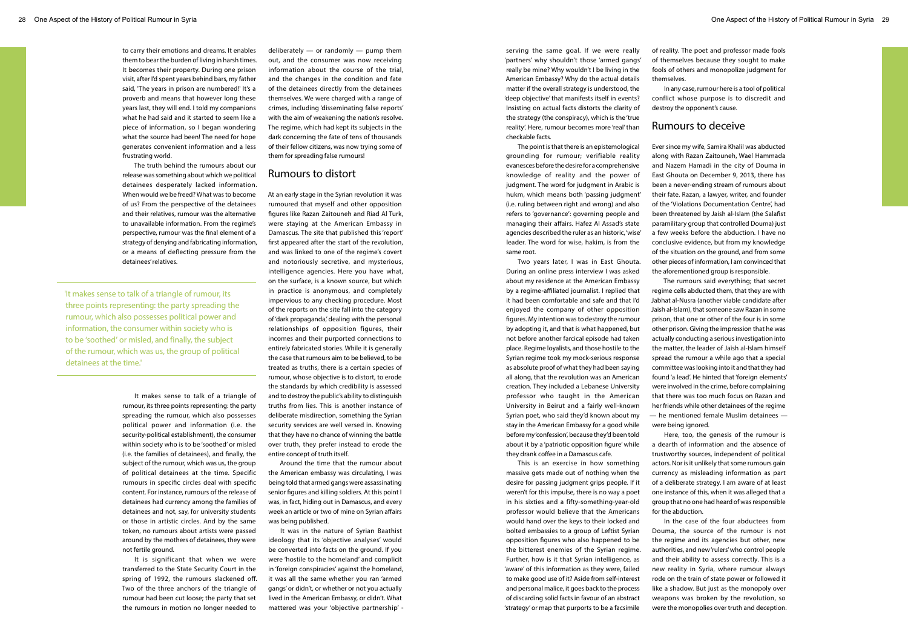to carry their emotions and dreams. It enables them to bear the burden of living in harsh times. It becomes their property. During one prison visit, after I'd spent years behind bars, my father said, 'The years in prison are numbered!' It's a proverb and means that however long these years last, they will end. I told my companions what he had said and it started to seem like a piece of information, so I began wondering what the source had been! The need for hope generates convenient information and a less frustrating world.

The truth behind the rumours about our release was something about which we political detainees desperately lacked information. When would we be freed? What was to become of us? From the perspective of the detainees and their relatives, rumour was the alternative to unavailable information. From the regime's perspective, rumour was the final element of a strategy of denying and fabricating information, or a means of deflecting pressure from the detainees' relatives.

> 'It makes sense to talk of a triangle of rumour, its three points representing: the party spreading the rumour, which also possesses political power and information, the consumer within society who is to be 'soothed' or misled, and finally, the subject of the rumour, which was us, the group of political detainees at the time.'

It makes sense to talk of a triangle of rumour, its three points representing: the party spreading the rumour, which also possesses political power and information (i.e. the security-political establishment), the consumer within society who is to be 'soothed' or misled (i.e. the families of detainees), and finally, the subject of the rumour, which was us, the group of political detainees at the time. Specific rumours in specific circles deal with specific content. For instance, rumours of the release of detainees had currency among the families of detainees and not, say, for university students or those in artistic circles. And by the same token, no rumours about artists were passed around by the mothers of detainees, they were not fertile ground.

It is significant that when we were transferred to the State Security Court in the spring of 1992, the rumours slackened off. Two of the three anchors of the triangle of rumour had been cut loose; the party that set the rumours in motion no longer needed to deliberately — or randomly — pump them out, and the consumer was now receiving information about the course of the trial, and the changes in the condition and fate of the detainees directly from the detainees themselves. We were charged with a range of crimes, including 'disseminating false reports' with the aim of weakening the nation's resolve. The regime, which had kept its subjects in the dark concerning the fate of tens of thousands of their fellow citizens, was now trying some of them for spreading false rumours!

## Rumours to distort

At an early stage in the Syrian revolution it was rumoured that myself and other opposition figures like Razan Zaitouneh and Riad Al Turk, were staying at the American Embassy in Damascus. The site that published this 'report' first appeared after the start of the revolution, and was linked to one of the regime's covert and notoriously secretive, and mysterious, intelligence agencies. Here you have what, on the surface, is a known source, but which in practice is anonymous, and completely impervious to any checking procedure. Most of the reports on the site fall into the category of 'dark propaganda,' dealing with the personal relationships of opposition figures, their incomes and their purported connections to entirely fabricated stories. While it is generally the case that rumours aim to be believed, to be treated as truths, there is a certain species of rumour, whose objective is to distort, to erode the standards by which credibility is assessed and to destroy the public's ability to distinguish truths from lies. This is another instance of deliberate misdirection, something the Syrian security services are well versed in. Knowing that they have no chance of winning the battle over truth, they prefer instead to erode the entire concept of truth itself.

Around the time that the rumour about the American embassy was circulating, I was being told that armed gangs were assassinating senior figures and killing soldiers. At this point I was, in fact, hiding out in Damascus, and every week an article or two of mine on Syrian affairs was being published.

It was in the nature of Syrian Baathist ideology that its 'objective analyses' would be converted into facts on the ground. If you were 'hostile to the homeland' and complicit in 'foreign conspiracies' against the homeland, it was all the same whether you ran 'armed gangs' or didn't, or whether or not you actually lived in the American Embassy, or didn't. What mattered was your 'objective partnership' - serving the same goal. If we were really 'partners' why shouldn't those 'armed gangs' really be mine? Why wouldn't I be living in the American Embassy? Why do the actual details matter if the overall strategy is understood, the 'deep objective' that manifests itself in events? Insisting on actual facts distorts the clarity of the strategy (the conspiracy), which is the 'true reality'. Here, rumour becomes more 'real' than checkable facts.

The point is that there is an epistemological grounding for rumour; verifiable reality evanesces before the desire for a comprehensive knowledge of reality and the power of judgment. The word for judgment in Arabic is hukm, which means both 'passing judgment' (i.e. ruling between right and wrong) and also refers to 'governance': governing people and managing their affairs. Hafez Al Assad's state agencies described the ruler as an historic, 'wise' leader. The word for wise, hakim, is from the same root.

Two years later, I was in East Ghouta. During an online press interview I was asked about my residence at the American Embassy by a regime-affiliated journalist. I replied that it had been comfortable and safe and that I'd enjoyed the company of other opposition figures. My intention was to destroy the rumour by adopting it, and that is what happened, but not before another farcical episode had taken place. Regime loyalists, and those hostile to the Syrian regime took my mock-serious response as absolute proof of what they had been saying all along, that the revolution was an American creation. They included a Lebanese University professor who taught in the American University in Beirut and a fairly well-known Syrian poet, who said they'd known about my stay in the American Embassy for a good while before my 'confession', because they'd been told about it by a 'patriotic opposition figure' while they drank coffee in a Damascus cafe.

This is an exercise in how something massive gets made out of nothing when the desire for passing judgment grips people. If it weren't for this impulse, there is no way a poet in his sixties and a fifty-something-year-old professor would believe that the Americans would hand over the keys to their locked and bolted embassies to a group of Leftist Syrian opposition figures who also happened to be the bitterest enemies of the Syrian regime. Further, how is it that Syrian intelligence, as 'aware' of this information as they were, failed to make good use of it? Aside from self-interest and personal malice, it goes back to the process of discarding solid facts in favour of an abstract 'strategy' or map that purports to be a facsimile of reality. The poet and professor made fools of themselves because they sought to make fools of others and monopolize judgment for themselves.

In any case, rumour here is a tool of political conflict whose purpose is to discredit and destroy the opponent's cause.

## Rumours to deceive

Ever since my wife, Samira Khalil was abducted along with Razan Zaitouneh, Wael Hammada and Nazem Hamadi in the city of Douma in East Ghouta on December 9, 2013, there has been a never-ending stream of rumours about their fate. Razan, a lawyer, writer, and founder of the 'Violations Documentation Centre', had been threatened by Jaish al-Islam (the Salafist paramilitary group that controlled Douma) just a few weeks before the abduction. I have no conclusive evidence, but from my knowledge of the situation on the ground, and from some other pieces of information, I am convinced that the aforementioned group is responsible.

The rumours said everything; that secret regime cells abducted them, that they are with Jabhat al-Nusra (another viable candidate after Jaish al-Islam), that someone saw Razan in some prison, that one or other of the four is in some other prison. Giving the impression that he was actually conducting a serious investigation into the matter, the leader of Jaish al-Islam himself spread the rumour a while ago that a special committee was looking into it and that they had found 'a lead'. He hinted that 'foreign elements' were involved in the crime, before complaining that there was too much focus on Razan and her friends while other detainees of the regime — he mentioned female Muslim detainees — were being ignored.

Here, too, the genesis of the rumour is a dearth of information and the absence of trustworthy sources, independent of political actors. Nor is it unlikely that some rumours gain currency as misleading information as part of a deliberate strategy. I am aware of at least one instance of this, when it was alleged that a group that no one had heard of was responsible for the abduction.

In the case of the four abductees from Douma, the source of the rumour is not the regime and its agencies but other, new authorities, and new 'rulers' who control people and their ability to assess correctly. This is a new reality in Syria, where rumour always rode on the train of state power or followed it like a shadow. But just as the monopoly over weapons was broken by the revolution, so were the monopolies over truth and deception.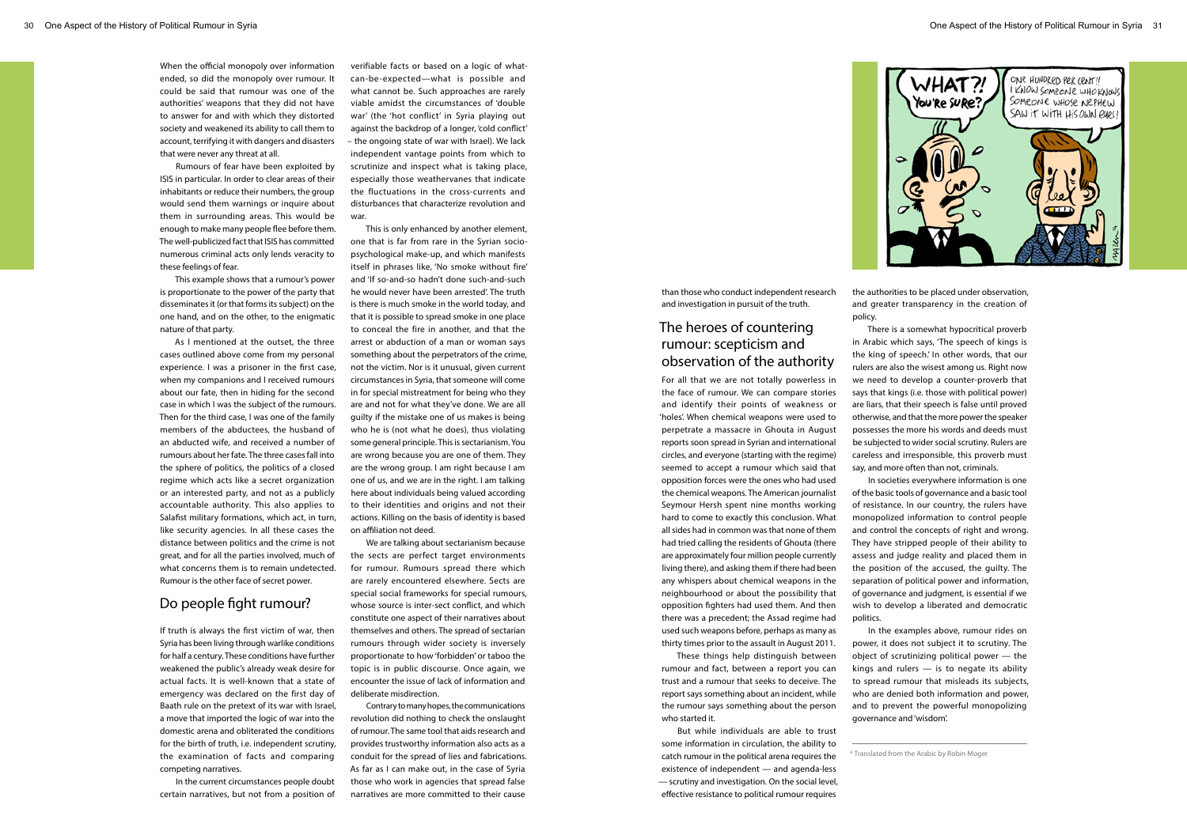When the official monopoly over information ended, so did the monopoly over rumour. It could be said that rumour was one of the authorities' weapons that they did not have to answer for and with which they distorted society and weakened its ability to call them to account, terrifying it with dangers and disasters that were never any threat at all.

Rumours of fear have been exploited by ISIS in particular. In order to clear areas of their inhabitants or reduce their numbers, the group would send them warnings or inquire about them in surrounding areas. This would be enough to make many people flee before them. The well-publicized fact that ISIS has committed numerous criminal acts only lends veracity to these feelings of fear.

This example shows that a rumour's power is proportionate to the power of the party that disseminates it (or that forms its subject) on the one hand, and on the other, to the enigmatic nature of that party.

As I mentioned at the outset, the three cases outlined above come from my personal experience. I was a prisoner in the first case, when my companions and I received rumours about our fate, then in hiding for the second case in which I was the subject of the rumours. Then for the third case, I was one of the family members of the abductees, the husband of an abducted wife, and received a number of rumours about her fate. The three cases fall into the sphere of politics, the politics of a closed regime which acts like a secret organization or an interested party, and not as a publicly accountable authority. This also applies to Salafist military formations, which act, in turn, like security agencies. In all these cases the distance between politics and the crime is not great, and for all the parties involved, much of what concerns them is to remain undetected. Rumour is the other face of secret power.

## Do people fight rumour?

If truth is always the first victim of war, then Syria has been living through warlike conditions for half a century. These conditions have further weakened the public's already weak desire for actual facts. It is well-known that a state of emergency was declared on the first day of Baath rule on the pretext of its war with Israel, a move that imported the logic of war into the domestic arena and obliterated the conditions for the birth of truth, i.e. independent scrutiny, the examination of facts and comparing competing narratives.

In the current circumstances people doubt certain narratives, but not from a position of verifiable facts or based on a logic of what-can-be-expected—what is possible and what cannot be. Such approaches are rarely viable amidst the circumstances of 'double war' (the 'hot conflict' in Syria playing out against the backdrop of a longer, 'cold conflict' – the ongoing state of war with Israel). We lack independent vantage points from which to scrutinize and inspect what is taking place, especially those weathervanes that indicate the fluctuations in the cross-currents and disturbances that characterize revolution and war.

This is only enhanced by another element, one that is far from rare in the Syrian socio-psychological make-up, and which manifests itself in phrases like, 'No smoke without fire' and 'If so-and-so hadn't done such-and-such he would never have been arrested'. The truth is there is much smoke in the world today, and that it is possible to spread smoke in one place to conceal the fire in another, and that the arrest or abduction of a man or woman says something about the perpetrators of the crime, not the victim. Nor is it unusual, given current circumstances in Syria, that someone will come in for special mistreatment for being who they are and not for what they've done. We are all guilty if the mistake one of us makes is being who he is (not what he does), thus violating some general principle. This is sectarianism. You are wrong because you are one of them. They are the wrong group. I am right because I am one of us, and we are in the right. I am talking here about individuals being valued according to their identities and origins and not their actions. Killing on the basis of identity is based on affiliation not deed.

We are talking about sectarianism because the sects are perfect target environments for rumour. Rumours spread there which are rarely encountered elsewhere. Sects are special social frameworks for special rumours, whose source is inter-sect conflict, and which constitute one aspect of their narratives about themselves and others. The spread of sectarian rumours through wider society is inversely proportionate to how 'forbidden' or taboo the topic is in public discourse. Once again, we encounter the issue of lack of information and deliberate misdirection.

Contrary to many hopes, the communications revolution did nothing to check the onslaught of rumour. The same tool that aids research and provides trustworthy information also acts as a conduit for the spread of lies and fabrications. As far as I can make out, in the case of Syria those who work in agencies that spread false narratives are more committed to their cause than those who conduct independent research and investigation in pursuit of the truth.

## The heroes of countering rumour: scepticism and observation of the authority

For all that we are not totally powerless in the face of rumour. We can compare stories and identify their points of weakness or 'holes'. When chemical weapons were used to perpetrate a massacre in Ghouta in August reports soon spread in Syrian and international circles, and everyone (starting with the regime) seemed to accept a rumour which said that opposition forces were the ones who had used the chemical weapons. The American journalist Seymour Hersh spent nine months working hard to come to exactly this conclusion. What all sides had in common was that none of them had tried calling the residents of Ghouta (there are approximately four million people currently living there), and asking them if there had been any whispers about chemical weapons in the neighbourhood or about the possibility that opposition fighters had used them. And then there was a precedent; the Assad regime had used such weapons before, perhaps as many as thirty times prior to the assault in August 2011.

These things help distinguish between rumour and fact, between a report you can trust and a rumour that seeks to deceive. The report says something about an incident, while the rumour says something about the person who started it.

But while individuals are able to trust some information in circulation, the ability to catch rumour in the political arena requires the existence of independent — and agenda-less — scrutiny and investigation. On the social level, effective resistance to political rumour requires the authorities to be placed under observation, and greater transparency in the creation of policy.

There is a somewhat hypocritical proverb in Arabic which says, 'The speech of kings is the king of speech.' In other words, that our rulers are also the wisest among us. Right now we need to develop a counter-proverb that says that kings (i.e. those with political power) are liars, that their speech is false until proved otherwise, and that the more power the speaker possesses the more his words and deeds must be subjected to wider social scrutiny. Rulers are careless and irresponsible, this proverb must say, and more often than not, criminals.

In societies everywhere information is one of the basic tools of governance and a basic tool of resistance. In our country, the rulers have monopolized information to control people and control the concepts of right and wrong. They have stripped people of their ability to assess and judge reality and placed them in the position of the accused, the guilty. The separation of political power and information, of governance and judgment, is essential if we wish to develop a liberated and democratic politics.

In the examples above, rumour rides on power, it does not subject it to scrutiny. The object of scrutinizing political power — the kings and rulers — is to negate its ability to spread rumour that misleads its subjects, who are denied both information and power, and to prevent the powerful monopolizing governance and 'wisdom'.

* Translated from the Arabic by Robin Moger